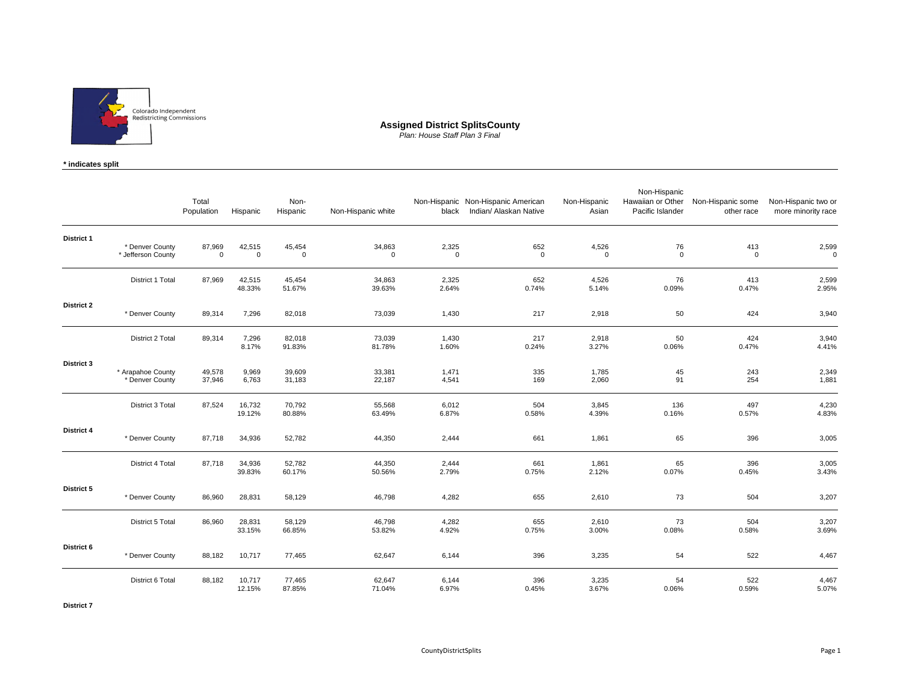# Assigned District SplitsCounty

*Plan: House Staff Plan 3 Final*

Colorado Independent Redistricting Commissions

**\* indicates split**

| | | Total Population | Hispanic | Non-Hispanic | Non-Hispanic white | Non-Hispanic black | Non-Hispanic American Indian/ Alaskan Native | Non-Hispanic Asian | Non-Hispanic Hawaiian or Other Pacific Islander | Non-Hispanic some other race | Non-Hispanic two or more minority race |
|---|---|---|---|---|---|---|---|---|---|---|---|
| **District 1** | | | | | | | | | | | |
| | * Denver County | 87,969 | 42,515 | 45,454 | 34,863 | 2,325 | 652 | 4,526 | 76 | 413 | 2,599 |
| | * Jefferson County | 0 | 0 | 0 | 0 | 0 | 0 | 0 | 0 | 0 | 0 |
| | District 1 Total | 87,969 | 42,515 | 45,454 | 34,863 | 2,325 | 652 | 4,526 | 76 | 413 | 2,599 |
| | | | 48.33% | 51.67% | 39.63% | 2.64% | 0.74% | 5.14% | 0.09% | 0.47% | 2.95% |
| **District 2** | | | | | | | | | | | |
| | * Denver County | 89,314 | 7,296 | 82,018 | 73,039 | 1,430 | 217 | 2,918 | 50 | 424 | 3,940 |
| | District 2 Total | 89,314 | 7,296 | 82,018 | 73,039 | 1,430 | 217 | 2,918 | 50 | 424 | 3,940 |
| | | | 8.17% | 91.83% | 81.78% | 1.60% | 0.24% | 3.27% | 0.06% | 0.47% | 4.41% |
| **District 3** | | | | | | | | | | | |
| | * Arapahoe County | 49,578 | 9,969 | 39,609 | 33,381 | 1,471 | 335 | 1,785 | 45 | 243 | 2,349 |
| | * Denver County | 37,946 | 6,763 | 31,183 | 22,187 | 4,541 | 169 | 2,060 | 91 | 254 | 1,881 |
| | District 3 Total | 87,524 | 16,732 | 70,792 | 55,568 | 6,012 | 504 | 3,845 | 136 | 497 | 4,230 |
| | | | 19.12% | 80.88% | 63.49% | 6.87% | 0.58% | 4.39% | 0.16% | 0.57% | 4.83% |
| **District 4** | | | | | | | | | | | |
| | * Denver County | 87,718 | 34,936 | 52,782 | 44,350 | 2,444 | 661 | 1,861 | 65 | 396 | 3,005 |
| | District 4 Total | 87,718 | 34,936 | 52,782 | 44,350 | 2,444 | 661 | 1,861 | 65 | 396 | 3,005 |
| | | | 39.83% | 60.17% | 50.56% | 2.79% | 0.75% | 2.12% | 0.07% | 0.45% | 3.43% |
| **District 5** | | | | | | | | | | | |
| | * Denver County | 86,960 | 28,831 | 58,129 | 46,798 | 4,282 | 655 | 2,610 | 73 | 504 | 3,207 |
| | District 5 Total | 86,960 | 28,831 | 58,129 | 46,798 | 4,282 | 655 | 2,610 | 73 | 504 | 3,207 |
| | | | 33.15% | 66.85% | 53.82% | 4.92% | 0.75% | 3.00% | 0.08% | 0.58% | 3.69% |
| **District 6** | | | | | | | | | | | |
| | * Denver County | 88,182 | 10,717 | 77,465 | 62,647 | 6,144 | 396 | 3,235 | 54 | 522 | 4,467 |
| | District 6 Total | 88,182 | 10,717 | 77,465 | 62,647 | 6,144 | 396 | 3,235 | 54 | 522 | 4,467 |
| | | | 12.15% | 87.85% | 71.04% | 6.97% | 0.45% | 3.67% | 0.06% | 0.59% | 5.07% |
| **District 7** | | | | | | | | | | | |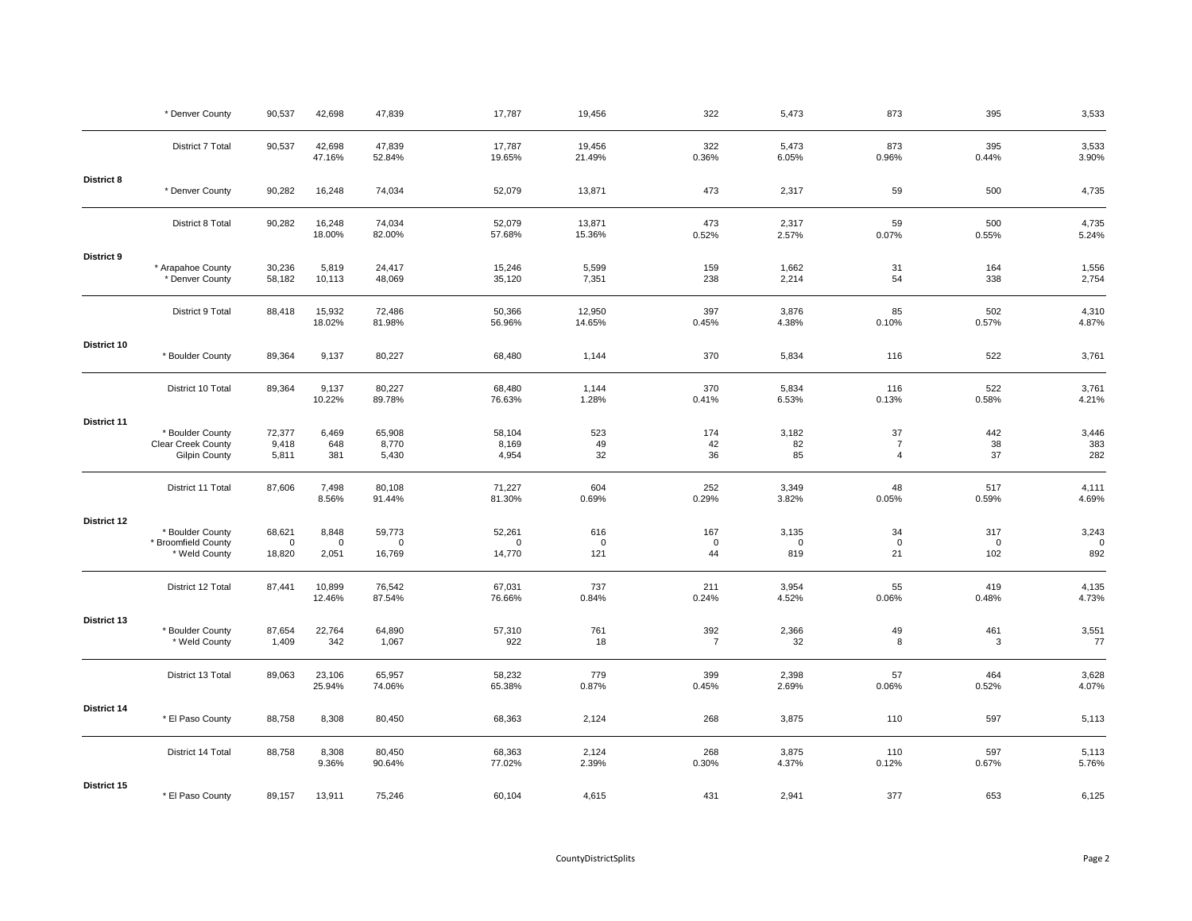| | | | | | | | | | | | |
|---|---|---|---|---|---|---|---|---|---|---|---|
| | * Denver County | 90,537 | 42,698 | 47,839 | 17,787 | 19,456 | 322 | 5,473 | 873 | 395 | 3,533 |
| | District 7 Total | 90,537 | 42,698 | 47,839 | 17,787 | 19,456 | 322 | 5,473 | 873 | 395 | 3,533 |
| | | | 47.16% | 52.84% | 19.65% | 21.49% | 0.36% | 6.05% | 0.96% | 0.44% | 3.90% |
| **District 8** | | | | | | | | | | | |
| | * Denver County | 90,282 | 16,248 | 74,034 | 52,079 | 13,871 | 473 | 2,317 | 59 | 500 | 4,735 |
| | District 8 Total | 90,282 | 16,248 | 74,034 | 52,079 | 13,871 | 473 | 2,317 | 59 | 500 | 4,735 |
| | | | 18.00% | 82.00% | 57.68% | 15.36% | 0.52% | 2.57% | 0.07% | 0.55% | 5.24% |
| **District 9** | | | | | | | | | | | |
| | * Arapahoe County | 30,236 | 5,819 | 24,417 | 15,246 | 5,599 | 159 | 1,662 | 31 | 164 | 1,556 |
| | * Denver County | 58,182 | 10,113 | 48,069 | 35,120 | 7,351 | 238 | 2,214 | 54 | 338 | 2,754 |
| | District 9 Total | 88,418 | 15,932 | 72,486 | 50,366 | 12,950 | 397 | 3,876 | 85 | 502 | 4,310 |
| | | | 18.02% | 81.98% | 56.96% | 14.65% | 0.45% | 4.38% | 0.10% | 0.57% | 4.87% |
| **District 10** | | | | | | | | | | | |
| | * Boulder County | 89,364 | 9,137 | 80,227 | 68,480 | 1,144 | 370 | 5,834 | 116 | 522 | 3,761 |
| | District 10 Total | 89,364 | 9,137 | 80,227 | 68,480 | 1,144 | 370 | 5,834 | 116 | 522 | 3,761 |
| | | | 10.22% | 89.78% | 76.63% | 1.28% | 0.41% | 6.53% | 0.13% | 0.58% | 4.21% |
| **District 11** | | | | | | | | | | | |
| | * Boulder County | 72,377 | 6,469 | 65,908 | 58,104 | 523 | 174 | 3,182 | 37 | 442 | 3,446 |
| | Clear Creek County | 9,418 | 648 | 8,770 | 8,169 | 49 | 42 | 82 | 7 | 38 | 383 |
| | Gilpin County | 5,811 | 381 | 5,430 | 4,954 | 32 | 36 | 85 | 4 | 37 | 282 |
| | District 11 Total | 87,606 | 7,498 | 80,108 | 71,227 | 604 | 252 | 3,349 | 48 | 517 | 4,111 |
| | | | 8.56% | 91.44% | 81.30% | 0.69% | 0.29% | 3.82% | 0.05% | 0.59% | 4.69% |
| **District 12** | | | | | | | | | | | |
| | * Boulder County | 68,621 | 8,848 | 59,773 | 52,261 | 616 | 167 | 3,135 | 34 | 317 | 3,243 |
| | * Broomfield County | 0 | 0 | 0 | 0 | 0 | 0 | 0 | 0 | 0 | 0 |
| | * Weld County | 18,820 | 2,051 | 16,769 | 14,770 | 121 | 44 | 819 | 21 | 102 | 892 |
| | District 12 Total | 87,441 | 10,899 | 76,542 | 67,031 | 737 | 211 | 3,954 | 55 | 419 | 4,135 |
| | | | 12.46% | 87.54% | 76.66% | 0.84% | 0.24% | 4.52% | 0.06% | 0.48% | 4.73% |
| **District 13** | | | | | | | | | | | |
| | * Boulder County | 87,654 | 22,764 | 64,890 | 57,310 | 761 | 392 | 2,366 | 49 | 461 | 3,551 |
| | * Weld County | 1,409 | 342 | 1,067 | 922 | 18 | 7 | 32 | 8 | 3 | 77 |
| | District 13 Total | 89,063 | 23,106 | 65,957 | 58,232 | 779 | 399 | 2,398 | 57 | 464 | 3,628 |
| | | | 25.94% | 74.06% | 65.38% | 0.87% | 0.45% | 2.69% | 0.06% | 0.52% | 4.07% |
| **District 14** | | | | | | | | | | | |
| | * El Paso County | 88,758 | 8,308 | 80,450 | 68,363 | 2,124 | 268 | 3,875 | 110 | 597 | 5,113 |
| | District 14 Total | 88,758 | 8,308 | 80,450 | 68,363 | 2,124 | 268 | 3,875 | 110 | 597 | 5,113 |
| | | | 9.36% | 90.64% | 77.02% | 2.39% | 0.30% | 4.37% | 0.12% | 0.67% | 5.76% |
| **District 15** | | | | | | | | | | | |
| | * El Paso County | 89,157 | 13,911 | 75,246 | 60,104 | 4,615 | 431 | 2,941 | 377 | 653 | 6,125 |

CountyDistrictSplits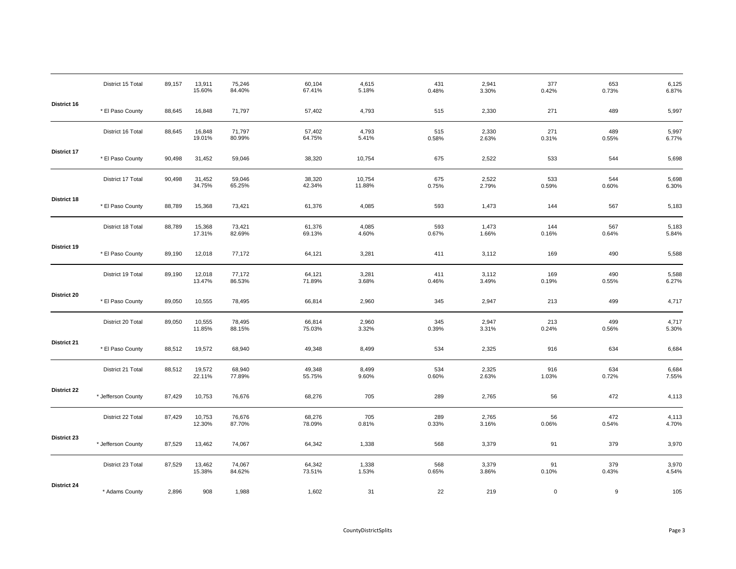| | | | | | | | | | | | |
|---|---|---|---|---|---|---|---|---|---|---|---|
| | District 15 Total | 89,157 | 13,911<br>15.60% | 75,246<br>84.40% | 60,104<br>67.41% | 4,615<br>5.18% | 431<br>0.48% | 2,941<br>3.30% | 377<br>0.42% | 653<br>0.73% | 6,125<br>6.87% |
| **District 16** | * El Paso County | 88,645 | 16,848 | 71,797 | 57,402 | 4,793 | 515 | 2,330 | 271 | 489 | 5,997 |
| | District 16 Total | 88,645 | 16,848<br>19.01% | 71,797<br>80.99% | 57,402<br>64.75% | 4,793<br>5.41% | 515<br>0.58% | 2,330<br>2.63% | 271<br>0.31% | 489<br>0.55% | 5,997<br>6.77% |
| **District 17** | * El Paso County | 90,498 | 31,452 | 59,046 | 38,320 | 10,754 | 675 | 2,522 | 533 | 544 | 5,698 |
| | District 17 Total | 90,498 | 31,452<br>34.75% | 59,046<br>65.25% | 38,320<br>42.34% | 10,754<br>11.88% | 675<br>0.75% | 2,522<br>2.79% | 533<br>0.59% | 544<br>0.60% | 5,698<br>6.30% |
| **District 18** | * El Paso County | 88,789 | 15,368 | 73,421 | 61,376 | 4,085 | 593 | 1,473 | 144 | 567 | 5,183 |
| | District 18 Total | 88,789 | 15,368<br>17.31% | 73,421<br>82.69% | 61,376<br>69.13% | 4,085<br>4.60% | 593<br>0.67% | 1,473<br>1.66% | 144<br>0.16% | 567<br>0.64% | 5,183<br>5.84% |
| **District 19** | * El Paso County | 89,190 | 12,018 | 77,172 | 64,121 | 3,281 | 411 | 3,112 | 169 | 490 | 5,588 |
| | District 19 Total | 89,190 | 12,018<br>13.47% | 77,172<br>86.53% | 64,121<br>71.89% | 3,281<br>3.68% | 411<br>0.46% | 3,112<br>3.49% | 169<br>0.19% | 490<br>0.55% | 5,588<br>6.27% |
| **District 20** | * El Paso County | 89,050 | 10,555 | 78,495 | 66,814 | 2,960 | 345 | 2,947 | 213 | 499 | 4,717 |
| | District 20 Total | 89,050 | 10,555<br>11.85% | 78,495<br>88.15% | 66,814<br>75.03% | 2,960<br>3.32% | 345<br>0.39% | 2,947<br>3.31% | 213<br>0.24% | 499<br>0.56% | 4,717<br>5.30% |
| **District 21** | * El Paso County | 88,512 | 19,572 | 68,940 | 49,348 | 8,499 | 534 | 2,325 | 916 | 634 | 6,684 |
| | District 21 Total | 88,512 | 19,572<br>22.11% | 68,940<br>77.89% | 49,348<br>55.75% | 8,499<br>9.60% | 534<br>0.60% | 2,325<br>2.63% | 916<br>1.03% | 634<br>0.72% | 6,684<br>7.55% |
| **District 22** | * Jefferson County | 87,429 | 10,753 | 76,676 | 68,276 | 705 | 289 | 2,765 | 56 | 472 | 4,113 |
| | District 22 Total | 87,429 | 10,753<br>12.30% | 76,676<br>87.70% | 68,276<br>78.09% | 705<br>0.81% | 289<br>0.33% | 2,765<br>3.16% | 56<br>0.06% | 472<br>0.54% | 4,113<br>4.70% |
| **District 23** | * Jefferson County | 87,529 | 13,462 | 74,067 | 64,342 | 1,338 | 568 | 3,379 | 91 | 379 | 3,970 |
| | District 23 Total | 87,529 | 13,462<br>15.38% | 74,067<br>84.62% | 64,342<br>73.51% | 1,338<br>1.53% | 568<br>0.65% | 3,379<br>3.86% | 91<br>0.10% | 379<br>0.43% | 3,970<br>4.54% |
| **District 24** | * Adams County | 2,896 | 908 | 1,988 | 1,602 | 31 | 22 | 219 | 0 | 9 | 105 |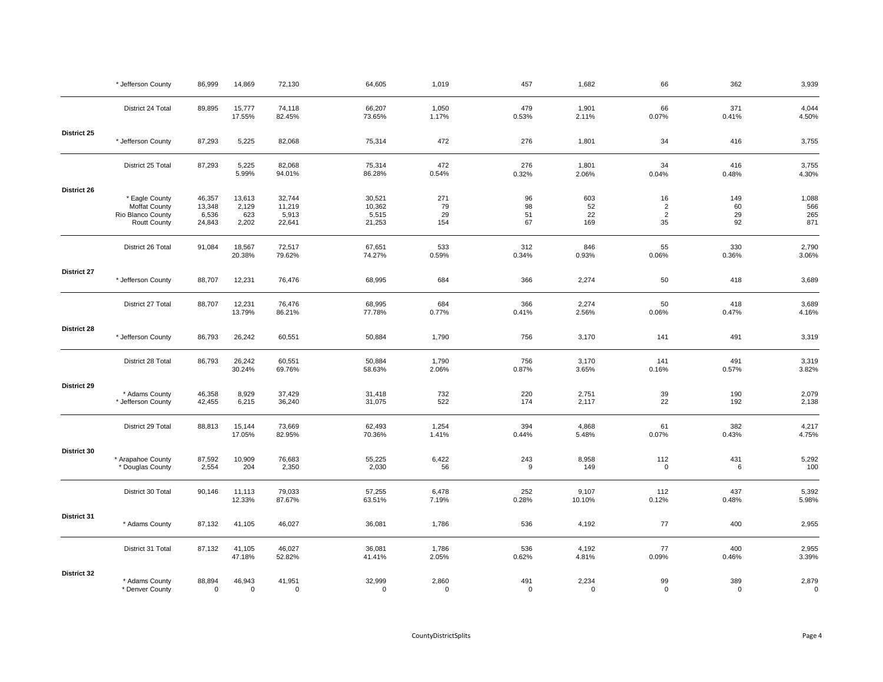| | | | | | | | | | | | |
|---|---|---|---|---|---|---|---|---|---|---|---|
| | * Jefferson County | 86,999 | 14,869 | 72,130 | 64,605 | 1,019 | 457 | 1,682 | 66 | 362 | 3,939 |
| | District 24 Total | 89,895 | 15,777<br>17.55% | 74,118<br>82.45% | 66,207<br>73.65% | 1,050<br>1.17% | 479<br>0.53% | 1,901<br>2.11% | 66<br>0.07% | 371<br>0.41% | 4,044<br>4.50% |
| **District 25** | | | | | | | | | | | |
| | * Jefferson County | 87,293 | 5,225 | 82,068 | 75,314 | 472 | 276 | 1,801 | 34 | 416 | 3,755 |
| | District 25 Total | 87,293 | 5,225<br>5.99% | 82,068<br>94.01% | 75,314<br>86.28% | 472<br>0.54% | 276<br>0.32% | 1,801<br>2.06% | 34<br>0.04% | 416<br>0.48% | 3,755<br>4.30% |
| **District 26** | | | | | | | | | | | |
| | * Eagle County | 46,357 | 13,613 | 32,744 | 30,521 | 271 | 96 | 603 | 16 | 149 | 1,088 |
| | Moffat County | 13,348 | 2,129 | 11,219 | 10,362 | 79 | 98 | 52 | 2 | 60 | 566 |
| | Rio Blanco County | 6,536 | 623 | 5,913 | 5,515 | 29 | 51 | 22 | 2 | 29 | 265 |
| | Routt County | 24,843 | 2,202 | 22,641 | 21,253 | 154 | 67 | 169 | 35 | 92 | 871 |
| | District 26 Total | 91,084 | 18,567<br>20.38% | 72,517<br>79.62% | 67,651<br>74.27% | 533<br>0.59% | 312<br>0.34% | 846<br>0.93% | 55<br>0.06% | 330<br>0.36% | 2,790<br>3.06% |
| **District 27** | | | | | | | | | | | |
| | * Jefferson County | 88,707 | 12,231 | 76,476 | 68,995 | 684 | 366 | 2,274 | 50 | 418 | 3,689 |
| | District 27 Total | 88,707 | 12,231<br>13.79% | 76,476<br>86.21% | 68,995<br>77.78% | 684<br>0.77% | 366<br>0.41% | 2,274<br>2.56% | 50<br>0.06% | 418<br>0.47% | 3,689<br>4.16% |
| **District 28** | | | | | | | | | | | |
| | * Jefferson County | 86,793 | 26,242 | 60,551 | 50,884 | 1,790 | 756 | 3,170 | 141 | 491 | 3,319 |
| | District 28 Total | 86,793 | 26,242<br>30.24% | 60,551<br>69.76% | 50,884<br>58.63% | 1,790<br>2.06% | 756<br>0.87% | 3,170<br>3.65% | 141<br>0.16% | 491<br>0.57% | 3,319<br>3.82% |
| **District 29** | | | | | | | | | | | |
| | * Adams County | 46,358 | 8,929 | 37,429 | 31,418 | 732 | 220 | 2,751 | 39 | 190 | 2,079 |
| | * Jefferson County | 42,455 | 6,215 | 36,240 | 31,075 | 522 | 174 | 2,117 | 22 | 192 | 2,138 |
| | District 29 Total | 88,813 | 15,144<br>17.05% | 73,669<br>82.95% | 62,493<br>70.36% | 1,254<br>1.41% | 394<br>0.44% | 4,868<br>5.48% | 61<br>0.07% | 382<br>0.43% | 4,217<br>4.75% |
| **District 30** | | | | | | | | | | | |
| | * Arapahoe County | 87,592 | 10,909 | 76,683 | 55,225 | 6,422 | 243 | 8,958 | 112 | 431 | 5,292 |
| | * Douglas County | 2,554 | 204 | 2,350 | 2,030 | 56 | 9 | 149 | 0 | 6 | 100 |
| | District 30 Total | 90,146 | 11,113<br>12.33% | 79,033<br>87.67% | 57,255<br>63.51% | 6,478<br>7.19% | 252<br>0.28% | 9,107<br>10.10% | 112<br>0.12% | 437<br>0.48% | 5,392<br>5.98% |
| **District 31** | | | | | | | | | | | |
| | * Adams County | 87,132 | 41,105 | 46,027 | 36,081 | 1,786 | 536 | 4,192 | 77 | 400 | 2,955 |
| | District 31 Total | 87,132 | 41,105<br>47.18% | 46,027<br>52.82% | 36,081<br>41.41% | 1,786<br>2.05% | 536<br>0.62% | 4,192<br>4.81% | 77<br>0.09% | 400<br>0.46% | 2,955<br>3.39% |
| **District 32** | | | | | | | | | | | |
| | * Adams County | 88,894 | 46,943 | 41,951 | 32,999 | 2,860 | 491 | 2,234 | 99 | 389 | 2,879 |
| | * Denver County | 0 | 0 | 0 | 0 | 0 | 0 | 0 | 0 | 0 | 0 |

CountyDistrictSplits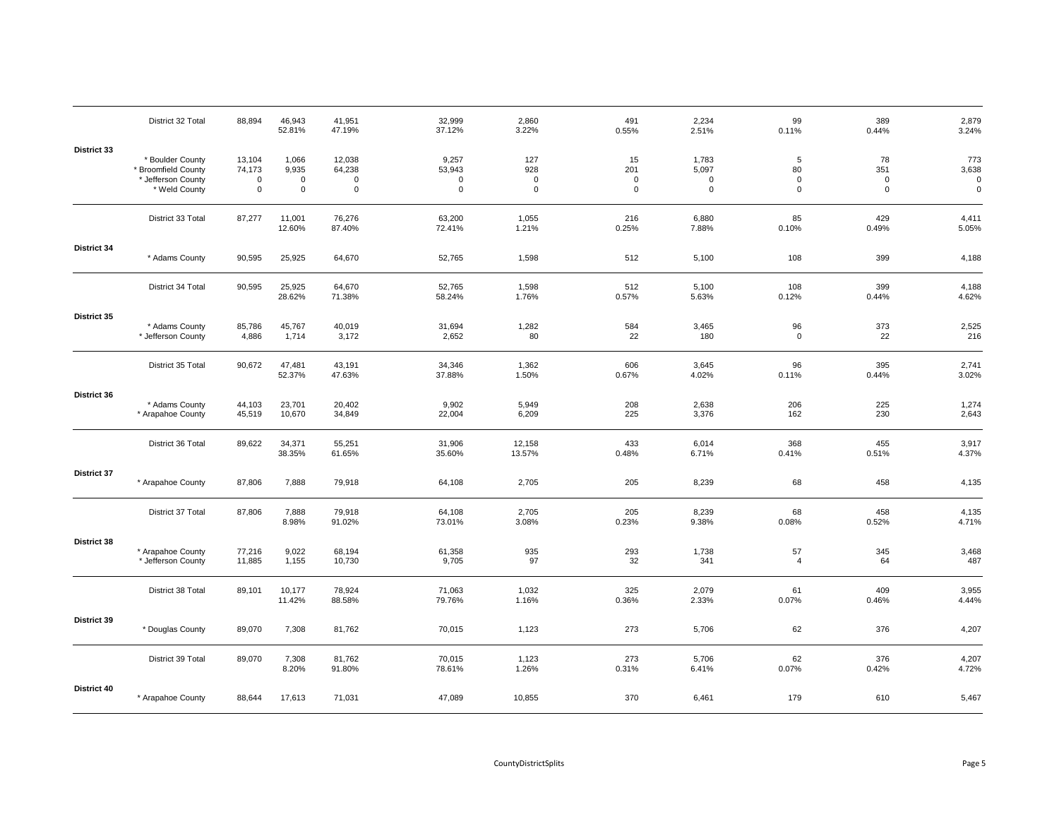| | | | | | | | | | | | |
|---|---|---|---|---|---|---|---|---|---|---|---|
| | District 32 Total | 88,894 | 46,943<br>52.81% | 41,951<br>47.19% | 32,999<br>37.12% | 2,860<br>3.22% | 491<br>0.55% | 2,234<br>2.51% | 99<br>0.11% | 389<br>0.44% | 2,879<br>3.24% |
| **District 33** | | | | | | | | | | | |
| | * Boulder County | 13,104 | 1,066 | 12,038 | 9,257 | 127 | 15 | 1,783 | 5 | 78 | 773 |
| | * Broomfield County | 74,173 | 9,935 | 64,238 | 53,943 | 928 | 201 | 5,097 | 80 | 351 | 3,638 |
| | * Jefferson County | 0 | 0 | 0 | 0 | 0 | 0 | 0 | 0 | 0 | 0 |
| | * Weld County | 0 | 0 | 0 | 0 | 0 | 0 | 0 | 0 | 0 | 0 |
| | District 33 Total | 87,277 | 11,001<br>12.60% | 76,276<br>87.40% | 63,200<br>72.41% | 1,055<br>1.21% | 216<br>0.25% | 6,880<br>7.88% | 85<br>0.10% | 429<br>0.49% | 4,411<br>5.05% |
| **District 34** | | | | | | | | | | | |
| | * Adams County | 90,595 | 25,925 | 64,670 | 52,765 | 1,598 | 512 | 5,100 | 108 | 399 | 4,188 |
| | District 34 Total | 90,595 | 25,925<br>28.62% | 64,670<br>71.38% | 52,765<br>58.24% | 1,598<br>1.76% | 512<br>0.57% | 5,100<br>5.63% | 108<br>0.12% | 399<br>0.44% | 4,188<br>4.62% |
| **District 35** | | | | | | | | | | | |
| | * Adams County | 85,786 | 45,767 | 40,019 | 31,694 | 1,282 | 584 | 3,465 | 96 | 373 | 2,525 |
| | * Jefferson County | 4,886 | 1,714 | 3,172 | 2,652 | 80 | 22 | 180 | 0 | 22 | 216 |
| | District 35 Total | 90,672 | 47,481<br>52.37% | 43,191<br>47.63% | 34,346<br>37.88% | 1,362<br>1.50% | 606<br>0.67% | 3,645<br>4.02% | 96<br>0.11% | 395<br>0.44% | 2,741<br>3.02% |
| **District 36** | | | | | | | | | | | |
| | * Adams County | 44,103 | 23,701 | 20,402 | 9,902 | 5,949 | 208 | 2,638 | 206 | 225 | 1,274 |
| | * Arapahoe County | 45,519 | 10,670 | 34,849 | 22,004 | 6,209 | 225 | 3,376 | 162 | 230 | 2,643 |
| | District 36 Total | 89,622 | 34,371<br>38.35% | 55,251<br>61.65% | 31,906<br>35.60% | 12,158<br>13.57% | 433<br>0.48% | 6,014<br>6.71% | 368<br>0.41% | 455<br>0.51% | 3,917<br>4.37% |
| **District 37** | | | | | | | | | | | |
| | * Arapahoe County | 87,806 | 7,888 | 79,918 | 64,108 | 2,705 | 205 | 8,239 | 68 | 458 | 4,135 |
| | District 37 Total | 87,806 | 7,888<br>8.98% | 79,918<br>91.02% | 64,108<br>73.01% | 2,705<br>3.08% | 205<br>0.23% | 8,239<br>9.38% | 68<br>0.08% | 458<br>0.52% | 4,135<br>4.71% |
| **District 38** | | | | | | | | | | | |
| | * Arapahoe County | 77,216 | 9,022 | 68,194 | 61,358 | 935 | 293 | 1,738 | 57 | 345 | 3,468 |
| | * Jefferson County | 11,885 | 1,155 | 10,730 | 9,705 | 97 | 32 | 341 | 4 | 64 | 487 |
| | District 38 Total | 89,101 | 10,177<br>11.42% | 78,924<br>88.58% | 71,063<br>79.76% | 1,032<br>1.16% | 325<br>0.36% | 2,079<br>2.33% | 61<br>0.07% | 409<br>0.46% | 3,955<br>4.44% |
| **District 39** | | | | | | | | | | | |
| | * Douglas County | 89,070 | 7,308 | 81,762 | 70,015 | 1,123 | 273 | 5,706 | 62 | 376 | 4,207 |
| | District 39 Total | 89,070 | 7,308<br>8.20% | 81,762<br>91.80% | 70,015<br>78.61% | 1,123<br>1.26% | 273<br>0.31% | 5,706<br>6.41% | 62<br>0.07% | 376<br>0.42% | 4,207<br>4.72% |
| **District 40** | | | | | | | | | | | |
| | * Arapahoe County | 88,644 | 17,613 | 71,031 | 47,089 | 10,855 | 370 | 6,461 | 179 | 610 | 5,467 |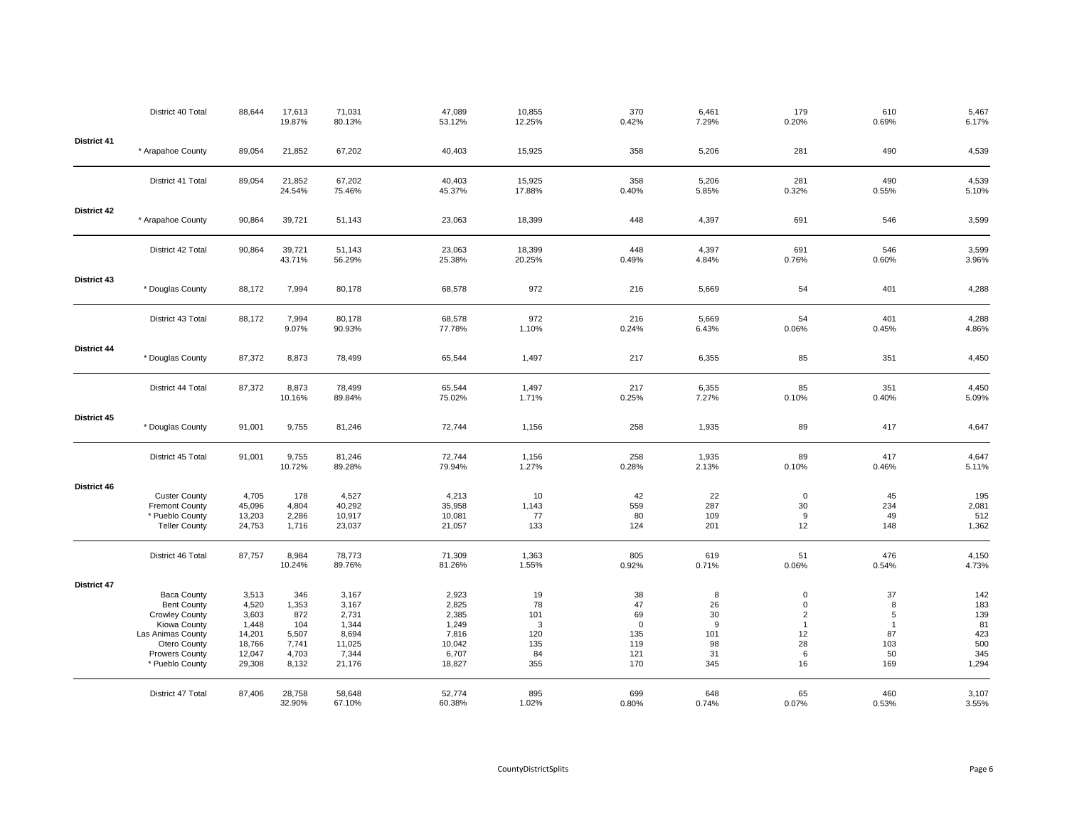| | | | | | | | | | | | | |
|---|---|---|---|---|---|---|---|---|---|---|---|---|
| | District 40 Total | 88,644 | 17,613<br>19.87% | 71,031<br>80.13% | 47,089<br>53.12% | 10,855<br>12.25% | 370<br>0.42% | 6,461<br>7.29% | 179<br>0.20% | 610<br>0.69% | 5,467<br>6.17% |
| **District 41** | | | | | | | | | | | |
| | * Arapahoe County | 89,054 | 21,852 | 67,202 | 40,403 | 15,925 | 358 | 5,206 | 281 | 490 | 4,539 |
| | District 41 Total | 89,054 | 21,852<br>24.54% | 67,202<br>75.46% | 40,403<br>45.37% | 15,925<br>17.88% | 358<br>0.40% | 5,206<br>5.85% | 281<br>0.32% | 490<br>0.55% | 4,539<br>5.10% |
| **District 42** | | | | | | | | | | | |
| | * Arapahoe County | 90,864 | 39,721 | 51,143 | 23,063 | 18,399 | 448 | 4,397 | 691 | 546 | 3,599 |
| | District 42 Total | 90,864 | 39,721<br>43.71% | 51,143<br>56.29% | 23,063<br>25.38% | 18,399<br>20.25% | 448<br>0.49% | 4,397<br>4.84% | 691<br>0.76% | 546<br>0.60% | 3,599<br>3.96% |
| **District 43** | | | | | | | | | | | |
| | * Douglas County | 88,172 | 7,994 | 80,178 | 68,578 | 972 | 216 | 5,669 | 54 | 401 | 4,288 |
| | District 43 Total | 88,172 | 7,994<br>9.07% | 80,178<br>90.93% | 68,578<br>77.78% | 972<br>1.10% | 216<br>0.24% | 5,669<br>6.43% | 54<br>0.06% | 401<br>0.45% | 4,288<br>4.86% |
| **District 44** | | | | | | | | | | | |
| | * Douglas County | 87,372 | 8,873 | 78,499 | 65,544 | 1,497 | 217 | 6,355 | 85 | 351 | 4,450 |
| | District 44 Total | 87,372 | 8,873<br>10.16% | 78,499<br>89.84% | 65,544<br>75.02% | 1,497<br>1.71% | 217<br>0.25% | 6,355<br>7.27% | 85<br>0.10% | 351<br>0.40% | 4,450<br>5.09% |
| **District 45** | | | | | | | | | | | |
| | * Douglas County | 91,001 | 9,755 | 81,246 | 72,744 | 1,156 | 258 | 1,935 | 89 | 417 | 4,647 |
| | District 45 Total | 91,001 | 9,755<br>10.72% | 81,246<br>89.28% | 72,744<br>79.94% | 1,156<br>1.27% | 258<br>0.28% | 1,935<br>2.13% | 89<br>0.10% | 417<br>0.46% | 4,647<br>5.11% |
| **District 46** | | | | | | | | | | | |
| | Custer County | 4,705 | 178 | 4,527 | 4,213 | 10 | 42 | 22 | 0 | 45 | 195 |
| | Fremont County | 45,096 | 4,804 | 40,292 | 35,958 | 1,143 | 559 | 287 | 30 | 234 | 2,081 |
| | * Pueblo County | 13,203 | 2,286 | 10,917 | 10,081 | 77 | 80 | 109 | 9 | 49 | 512 |
| | Teller County | 24,753 | 1,716 | 23,037 | 21,057 | 133 | 124 | 201 | 12 | 148 | 1,362 |
| | District 46 Total | 87,757 | 8,984<br>10.24% | 78,773<br>89.76% | 71,309<br>81.26% | 1,363<br>1.55% | 805<br>0.92% | 619<br>0.71% | 51<br>0.06% | 476<br>0.54% | 4,150<br>4.73% |
| **District 47** | | | | | | | | | | | |
| | Baca County | 3,513 | 346 | 3,167 | 2,923 | 19 | 38 | 8 | 0 | 37 | 142 |
| | Bent County | 4,520 | 1,353 | 3,167 | 2,825 | 78 | 47 | 26 | 0 | 8 | 183 |
| | Crowley County | 3,603 | 872 | 2,731 | 2,385 | 101 | 69 | 30 | 2 | 5 | 139 |
| | Kiowa County | 1,448 | 104 | 1,344 | 1,249 | 3 | 0 | 9 | 1 | 1 | 81 |
| | Las Animas County | 14,201 | 5,507 | 8,694 | 7,816 | 120 | 135 | 101 | 12 | 87 | 423 |
| | Otero County | 18,766 | 7,741 | 11,025 | 10,042 | 135 | 119 | 98 | 28 | 103 | 500 |
| | Prowers County | 12,047 | 4,703 | 7,344 | 6,707 | 84 | 121 | 31 | 6 | 50 | 345 |
| | * Pueblo County | 29,308 | 8,132 | 21,176 | 18,827 | 355 | 170 | 345 | 16 | 169 | 1,294 |
| | District 47 Total | 87,406 | 28,758<br>32.90% | 58,648<br>67.10% | 52,774<br>60.38% | 895<br>1.02% | 699<br>0.80% | 648<br>0.74% | 65<br>0.07% | 460<br>0.53% | 3,107<br>3.55% |

CountyDistrictSplits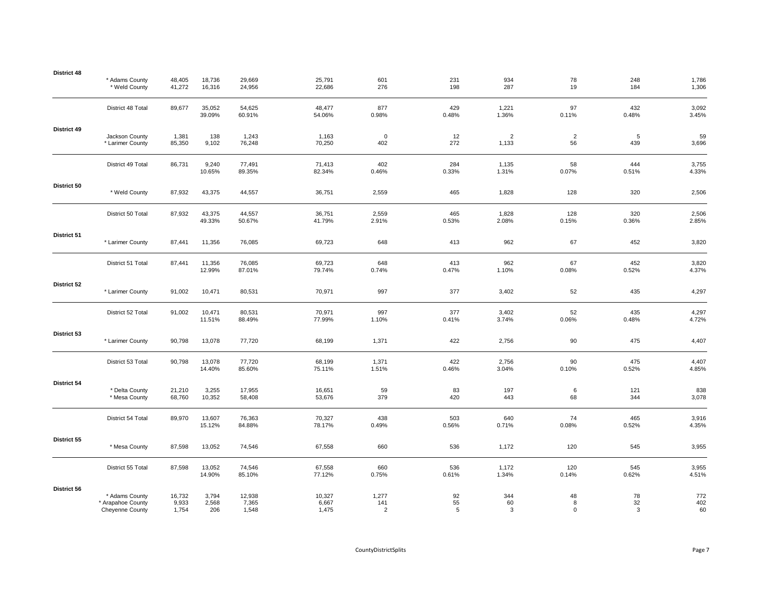| | | | | | | | | | | | |
|---|---|---|---|---|---|---|---|---|---|---|---|
| **District 48** | | | | | | | | | | | |
| | * Adams County | 48,405 | 18,736 | 29,669 | 25,791 | 601 | 231 | 934 | 78 | 248 | 1,786 |
| | * Weld County | 41,272 | 16,316 | 24,956 | 22,686 | 276 | 198 | 287 | 19 | 184 | 1,306 |
| | District 48 Total | 89,677 | 35,052 | 54,625 | 48,477 | 877 | 429 | 1,221 | 97 | 432 | 3,092 |
| | | | 39.09% | 60.91% | 54.06% | 0.98% | 0.48% | 1.36% | 0.11% | 0.48% | 3.45% |
| **District 49** | | | | | | | | | | | |
| | Jackson County | 1,381 | 138 | 1,243 | 1,163 | 0 | 12 | 2 | 2 | 5 | 59 |
| | * Larimer County | 85,350 | 9,102 | 76,248 | 70,250 | 402 | 272 | 1,133 | 56 | 439 | 3,696 |
| | District 49 Total | 86,731 | 9,240 | 77,491 | 71,413 | 402 | 284 | 1,135 | 58 | 444 | 3,755 |
| | | | 10.65% | 89.35% | 82.34% | 0.46% | 0.33% | 1.31% | 0.07% | 0.51% | 4.33% |
| **District 50** | | | | | | | | | | | |
| | * Weld County | 87,932 | 43,375 | 44,557 | 36,751 | 2,559 | 465 | 1,828 | 128 | 320 | 2,506 |
| | District 50 Total | 87,932 | 43,375 | 44,557 | 36,751 | 2,559 | 465 | 1,828 | 128 | 320 | 2,506 |
| | | | 49.33% | 50.67% | 41.79% | 2.91% | 0.53% | 2.08% | 0.15% | 0.36% | 2.85% |
| **District 51** | | | | | | | | | | | |
| | * Larimer County | 87,441 | 11,356 | 76,085 | 69,723 | 648 | 413 | 962 | 67 | 452 | 3,820 |
| | District 51 Total | 87,441 | 11,356 | 76,085 | 69,723 | 648 | 413 | 962 | 67 | 452 | 3,820 |
| | | | 12.99% | 87.01% | 79.74% | 0.74% | 0.47% | 1.10% | 0.08% | 0.52% | 4.37% |
| **District 52** | | | | | | | | | | | |
| | * Larimer County | 91,002 | 10,471 | 80,531 | 70,971 | 997 | 377 | 3,402 | 52 | 435 | 4,297 |
| | District 52 Total | 91,002 | 10,471 | 80,531 | 70,971 | 997 | 377 | 3,402 | 52 | 435 | 4,297 |
| | | | 11.51% | 88.49% | 77.99% | 1.10% | 0.41% | 3.74% | 0.06% | 0.48% | 4.72% |
| **District 53** | | | | | | | | | | | |
| | * Larimer County | 90,798 | 13,078 | 77,720 | 68,199 | 1,371 | 422 | 2,756 | 90 | 475 | 4,407 |
| | District 53 Total | 90,798 | 13,078 | 77,720 | 68,199 | 1,371 | 422 | 2,756 | 90 | 475 | 4,407 |
| | | | 14.40% | 85.60% | 75.11% | 1.51% | 0.46% | 3.04% | 0.10% | 0.52% | 4.85% |
| **District 54** | | | | | | | | | | | |
| | * Delta County | 21,210 | 3,255 | 17,955 | 16,651 | 59 | 83 | 197 | 6 | 121 | 838 |
| | * Mesa County | 68,760 | 10,352 | 58,408 | 53,676 | 379 | 420 | 443 | 68 | 344 | 3,078 |
| | District 54 Total | 89,970 | 13,607 | 76,363 | 70,327 | 438 | 503 | 640 | 74 | 465 | 3,916 |
| | | | 15.12% | 84.88% | 78.17% | 0.49% | 0.56% | 0.71% | 0.08% | 0.52% | 4.35% |
| **District 55** | | | | | | | | | | | |
| | * Mesa County | 87,598 | 13,052 | 74,546 | 67,558 | 660 | 536 | 1,172 | 120 | 545 | 3,955 |
| | District 55 Total | 87,598 | 13,052 | 74,546 | 67,558 | 660 | 536 | 1,172 | 120 | 545 | 3,955 |
| | | | 14.90% | 85.10% | 77.12% | 0.75% | 0.61% | 1.34% | 0.14% | 0.62% | 4.51% |
| **District 56** | | | | | | | | | | | |
| | * Adams County | 16,732 | 3,794 | 12,938 | 10,327 | 1,277 | 92 | 344 | 48 | 78 | 772 |
| | * Arapahoe County | 9,933 | 2,568 | 7,365 | 6,667 | 141 | 55 | 60 | 8 | 32 | 402 |
| | Cheyenne County | 1,754 | 206 | 1,548 | 1,475 | 2 | 5 | 3 | 0 | 3 | 60 |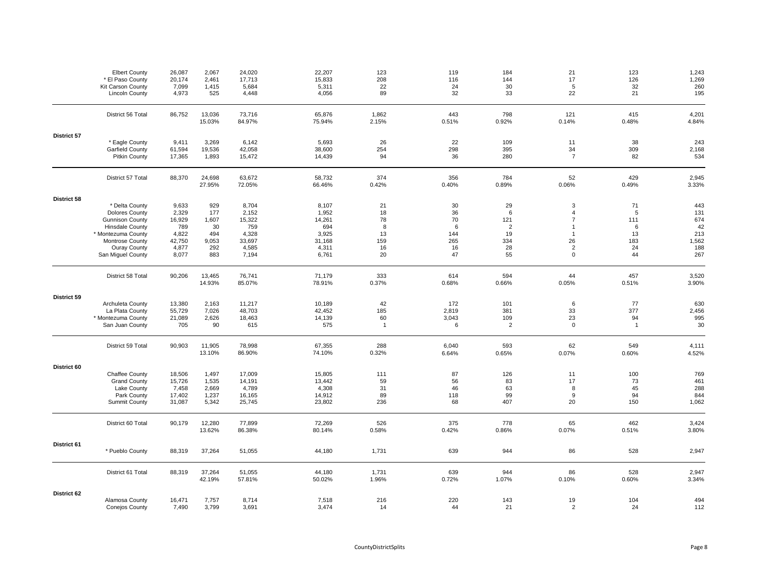| | | | | | | | | | | |
|---|---|---|---|---|---|---|---|---|---|---|
| Elbert County | 26,087 | 2,067 | 24,020 | 22,207 | 123 | 119 | 184 | 21 | 123 | 1,243 |
| * El Paso County | 20,174 | 2,461 | 17,713 | 15,833 | 208 | 116 | 144 | 17 | 126 | 1,269 |
| Kit Carson County | 7,099 | 1,415 | 5,684 | 5,311 | 22 | 24 | 30 | 5 | 32 | 260 |
| Lincoln County | 4,973 | 525 | 4,448 | 4,056 | 89 | 32 | 33 | 22 | 21 | 195 |
| District 56 Total | 86,752 | 13,036 | 73,716 | 65,876 | 1,862 | 443 | 798 | 121 | 415 | 4,201 |
| | | 15.03% | 84.97% | 75.94% | 2.15% | 0.51% | 0.92% | 0.14% | 0.48% | 4.84% |
| **District 57** | | | | | | | | | | |
| * Eagle County | 9,411 | 3,269 | 6,142 | 5,693 | 26 | 22 | 109 | 11 | 38 | 243 |
| Garfield County | 61,594 | 19,536 | 42,058 | 38,600 | 254 | 298 | 395 | 34 | 309 | 2,168 |
| Pitkin County | 17,365 | 1,893 | 15,472 | 14,439 | 94 | 36 | 280 | 7 | 82 | 534 |
| District 57 Total | 88,370 | 24,698 | 63,672 | 58,732 | 374 | 356 | 784 | 52 | 429 | 2,945 |
| | | 27.95% | 72.05% | 66.46% | 0.42% | 0.40% | 0.89% | 0.06% | 0.49% | 3.33% |
| **District 58** | | | | | | | | | | |
| * Delta County | 9,633 | 929 | 8,704 | 8,107 | 21 | 30 | 29 | 3 | 71 | 443 |
| Dolores County | 2,329 | 177 | 2,152 | 1,952 | 18 | 36 | 6 | 4 | 5 | 131 |
| Gunnison County | 16,929 | 1,607 | 15,322 | 14,261 | 78 | 70 | 121 | 7 | 111 | 674 |
| Hinsdale County | 789 | 30 | 759 | 694 | 8 | 6 | 2 | 1 | 6 | 42 |
| * Montezuma County | 4,822 | 494 | 4,328 | 3,925 | 13 | 144 | 19 | 1 | 13 | 213 |
| Montrose County | 42,750 | 9,053 | 33,697 | 31,168 | 159 | 265 | 334 | 26 | 183 | 1,562 |
| Ouray County | 4,877 | 292 | 4,585 | 4,311 | 16 | 16 | 28 | 2 | 24 | 188 |
| San Miguel County | 8,077 | 883 | 7,194 | 6,761 | 20 | 47 | 55 | 0 | 44 | 267 |
| District 58 Total | 90,206 | 13,465 | 76,741 | 71,179 | 333 | 614 | 594 | 44 | 457 | 3,520 |
| | | 14.93% | 85.07% | 78.91% | 0.37% | 0.68% | 0.66% | 0.05% | 0.51% | 3.90% |
| **District 59** | | | | | | | | | | |
| Archuleta County | 13,380 | 2,163 | 11,217 | 10,189 | 42 | 172 | 101 | 6 | 77 | 630 |
| La Plata County | 55,729 | 7,026 | 48,703 | 42,452 | 185 | 2,819 | 381 | 33 | 377 | 2,456 |
| * Montezuma County | 21,089 | 2,626 | 18,463 | 14,139 | 60 | 3,043 | 109 | 23 | 94 | 995 |
| San Juan County | 705 | 90 | 615 | 575 | 1 | 6 | 2 | 0 | 1 | 30 |
| District 59 Total | 90,903 | 11,905 | 78,998 | 67,355 | 288 | 6,040 | 593 | 62 | 549 | 4,111 |
| | | 13.10% | 86.90% | 74.10% | 0.32% | 6.64% | 0.65% | 0.07% | 0.60% | 4.52% |
| **District 60** | | | | | | | | | | |
| Chaffee County | 18,506 | 1,497 | 17,009 | 15,805 | 111 | 87 | 126 | 11 | 100 | 769 |
| Grand County | 15,726 | 1,535 | 14,191 | 13,442 | 59 | 56 | 83 | 17 | 73 | 461 |
| Lake County | 7,458 | 2,669 | 4,789 | 4,308 | 31 | 46 | 63 | 8 | 45 | 288 |
| Park County | 17,402 | 1,237 | 16,165 | 14,912 | 89 | 118 | 99 | 9 | 94 | 844 |
| Summit County | 31,087 | 5,342 | 25,745 | 23,802 | 236 | 68 | 407 | 20 | 150 | 1,062 |
| District 60 Total | 90,179 | 12,280 | 77,899 | 72,269 | 526 | 375 | 778 | 65 | 462 | 3,424 |
| | | 13.62% | 86.38% | 80.14% | 0.58% | 0.42% | 0.86% | 0.07% | 0.51% | 3.80% |
| **District 61** | | | | | | | | | | |
| * Pueblo County | 88,319 | 37,264 | 51,055 | 44,180 | 1,731 | 639 | 944 | 86 | 528 | 2,947 |
| District 61 Total | 88,319 | 37,264 | 51,055 | 44,180 | 1,731 | 639 | 944 | 86 | 528 | 2,947 |
| | | 42.19% | 57.81% | 50.02% | 1.96% | 0.72% | 1.07% | 0.10% | 0.60% | 3.34% |
| **District 62** | | | | | | | | | | |
| Alamosa County | 16,471 | 7,757 | 8,714 | 7,518 | 216 | 220 | 143 | 19 | 104 | 494 |
| Conejos County | 7,490 | 3,799 | 3,691 | 3,474 | 14 | 44 | 21 | 2 | 24 | 112 |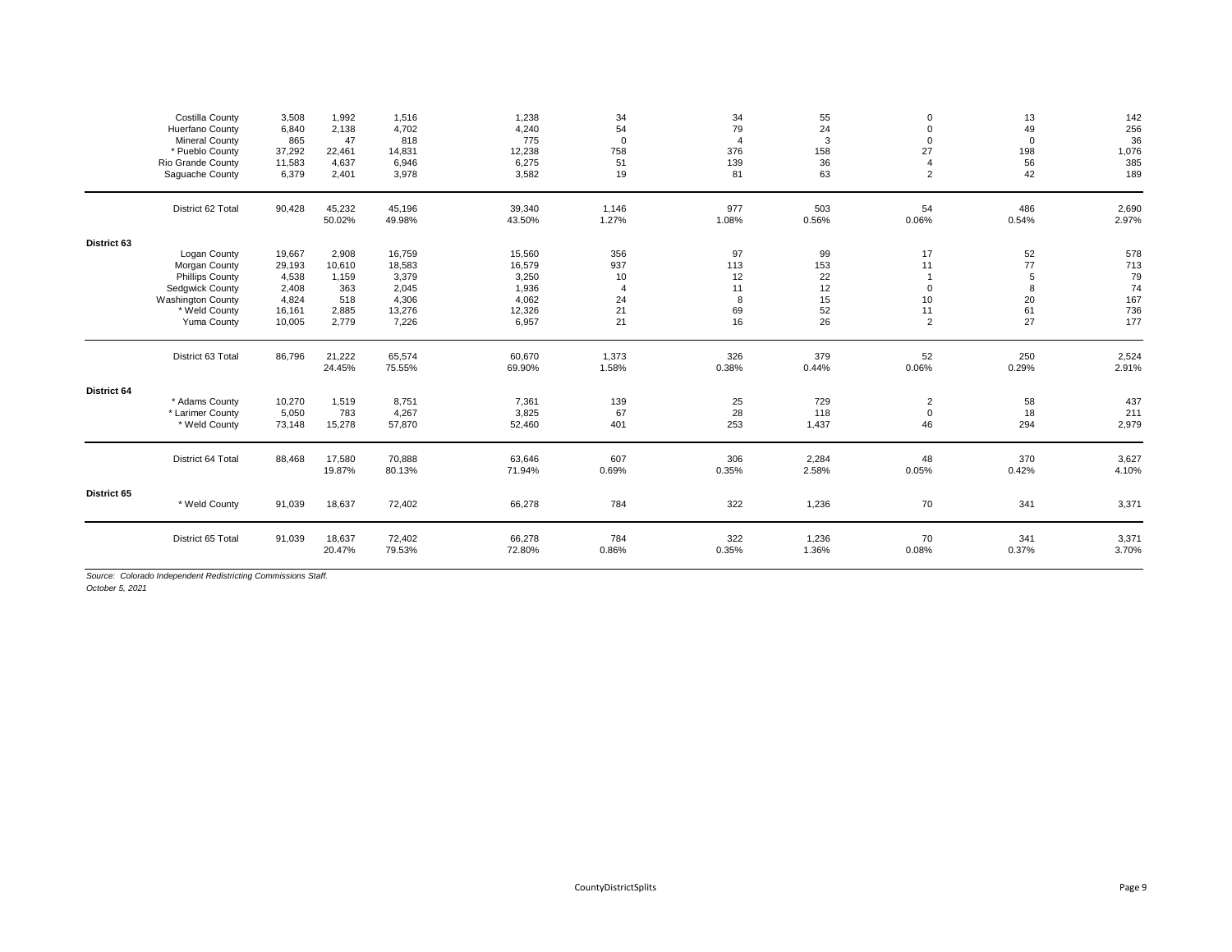| | | | | | | | | | | |
|---|---|---|---|---|---|---|---|---|---|---|
| Costilla County | 3,508 | 1,992 | 1,516 | 1,238 | 34 | 34 | 55 | 0 | 13 | 142 |
| Huerfano County | 6,840 | 2,138 | 4,702 | 4,240 | 54 | 79 | 24 | 0 | 49 | 256 |
| Mineral County | 865 | 47 | 818 | 775 | 0 | 4 | 3 | 0 | 0 | 36 |
| * Pueblo County | 37,292 | 22,461 | 14,831 | 12,238 | 758 | 376 | 158 | 27 | 198 | 1,076 |
| Rio Grande County | 11,583 | 4,637 | 6,946 | 6,275 | 51 | 139 | 36 | 4 | 56 | 385 |
| Saguache County | 6,379 | 2,401 | 3,978 | 3,582 | 19 | 81 | 63 | 2 | 42 | 189 |
| District 62 Total | 90,428 | 45,232 | 45,196 | 39,340 | 1,146 | 977 | 503 | 54 | 486 | 2,690 |
| | | 50.02% | 49.98% | 43.50% | 1.27% | 1.08% | 0.56% | 0.06% | 0.54% | 2.97% |
| **District 63** | | | | | | | | | | |
| Logan County | 19,667 | 2,908 | 16,759 | 15,560 | 356 | 97 | 99 | 17 | 52 | 578 |
| Morgan County | 29,193 | 10,610 | 18,583 | 16,579 | 937 | 113 | 153 | 11 | 77 | 713 |
| Phillips County | 4,538 | 1,159 | 3,379 | 3,250 | 10 | 12 | 22 | 1 | 5 | 79 |
| Sedgwick County | 2,408 | 363 | 2,045 | 1,936 | 4 | 11 | 12 | 0 | 8 | 74 |
| Washington County | 4,824 | 518 | 4,306 | 4,062 | 24 | 8 | 15 | 10 | 20 | 167 |
| * Weld County | 16,161 | 2,885 | 13,276 | 12,326 | 21 | 69 | 52 | 11 | 61 | 736 |
| Yuma County | 10,005 | 2,779 | 7,226 | 6,957 | 21 | 16 | 26 | 2 | 27 | 177 |
| District 63 Total | 86,796 | 21,222 | 65,574 | 60,670 | 1,373 | 326 | 379 | 52 | 250 | 2,524 |
| | | 24.45% | 75.55% | 69.90% | 1.58% | 0.38% | 0.44% | 0.06% | 0.29% | 2.91% |
| **District 64** | | | | | | | | | | |
| * Adams County | 10,270 | 1,519 | 8,751 | 7,361 | 139 | 25 | 729 | 2 | 58 | 437 |
| * Larimer County | 5,050 | 783 | 4,267 | 3,825 | 67 | 28 | 118 | 0 | 18 | 211 |
| * Weld County | 73,148 | 15,278 | 57,870 | 52,460 | 401 | 253 | 1,437 | 46 | 294 | 2,979 |
| District 64 Total | 88,468 | 17,580 | 70,888 | 63,646 | 607 | 306 | 2,284 | 48 | 370 | 3,627 |
| | | 19.87% | 80.13% | 71.94% | 0.69% | 0.35% | 2.58% | 0.05% | 0.42% | 4.10% |
| **District 65** | | | | | | | | | | |
| * Weld County | 91,039 | 18,637 | 72,402 | 66,278 | 784 | 322 | 1,236 | 70 | 341 | 3,371 |
| District 65 Total | 91,039 | 18,637 | 72,402 | 66,278 | 784 | 322 | 1,236 | 70 | 341 | 3,371 |
| | | 20.47% | 79.53% | 72.80% | 0.86% | 0.35% | 1.36% | 0.08% | 0.37% | 3.70% |

*Source: Colorado Independent Redistricting Commissions Staff.*
*October 5, 2021*